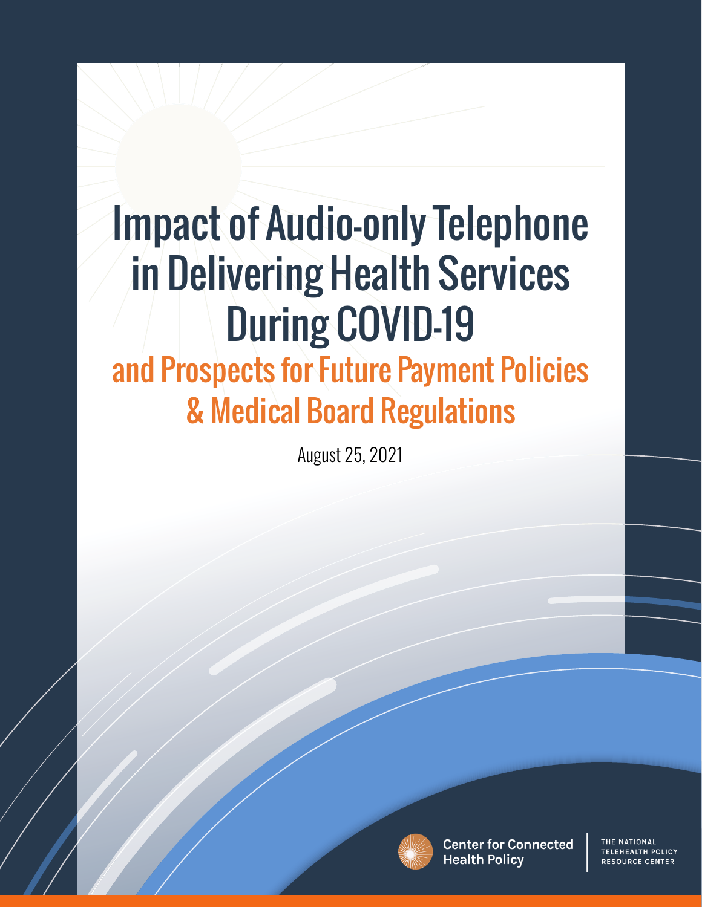# Impact of Audio-only Telephone in Delivering Health Services During COVID-19

## and Prospects for Future Payment Policies & Medical Board Regulations

August 25, 2021

Center for Connected Health Policy

THE NATIONAL TELEHEALTH POLICY RESOURCE CENTER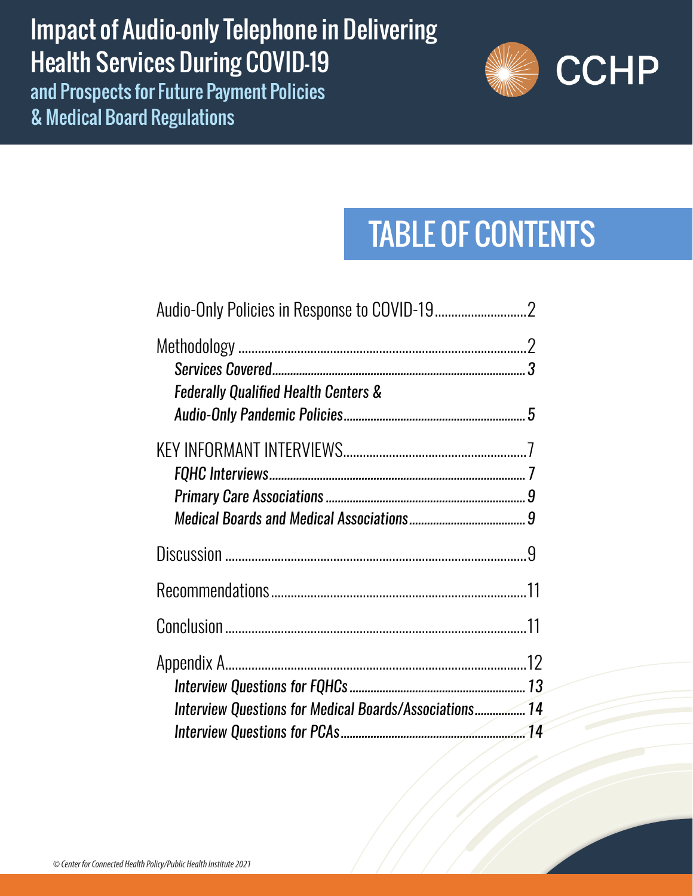# Impact of Audio-only Telephone in Delivering Health Services During COVID-19

## and Prospects for Future Payment Policies & Medical Board Regulations

CCHP

# TABLE OF CONTENTS

Audio-Only Policies in Response to COVID-19............................2

Methodology .......................................................................................2
- *Services Covered.......................................................................................3*
- *Federally Qualified Health Centers & Audio-Only Pandemic Policies..............................................................5*

KEY INFORMANT INTERVIEWS.......................................................7
- *FQHC Interviews.......................................................................................7*
- *Primary Care Associations ....................................................................9*
- *Medical Boards and Medical Associations.......................................9*

Discussion ..........................................................................................9

Recommendations.............................................................................11

Conclusion..........................................................................................11

Appendix A..........................................................................................12
- *Interview Questions for FQHCs ...........................................................13*
- *Interview Questions for Medical Boards/Associations.................14*
- *Interview Questions for PCAs..............................................................14*

*© Center for Connected Health Policy/Public Health Institute 2021*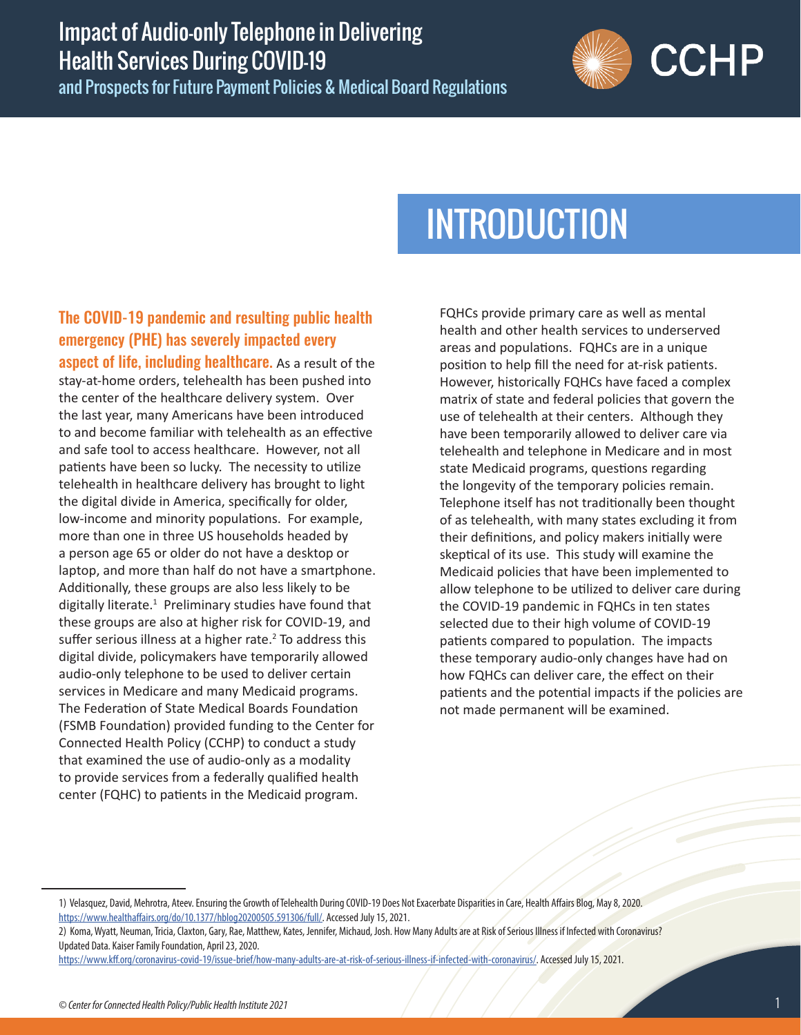# INTRODUCTION

**The COVID-19 pandemic and resulting public health emergency (PHE) has severely impacted every aspect of life, including healthcare.** As a result of the stay-at-home orders, telehealth has been pushed into the center of the healthcare delivery system. Over the last year, many Americans have been introduced to and become familiar with telehealth as an effective and safe tool to access healthcare. However, not all patients have been so lucky. The necessity to utilize telehealth in healthcare delivery has brought to light the digital divide in America, specifically for older, low-income and minority populations. For example, more than one in three US households headed by a person age 65 or older do not have a desktop or laptop, and more than half do not have a smartphone. Additionally, these groups are also less likely to be digitally literate.[1] Preliminary studies have found that these groups are also at higher risk for COVID-19, and suffer serious illness at a higher rate.[2] To address this digital divide, policymakers have temporarily allowed audio-only telephone to be used to deliver certain services in Medicare and many Medicaid programs. The Federation of State Medical Boards Foundation (FSMB Foundation) provided funding to the Center for Connected Health Policy (CCHP) to conduct a study that examined the use of audio-only as a modality to provide services from a federally qualified health center (FQHC) to patients in the Medicaid program.

FQHCs provide primary care as well as mental health and other health services to underserved areas and populations. FQHCs are in a unique position to help fill the need for at-risk patients. However, historically FQHCs have faced a complex matrix of state and federal policies that govern the use of telehealth at their centers. Although they have been temporarily allowed to deliver care via telehealth and telephone in Medicare and in most state Medicaid programs, questions regarding the longevity of the temporary policies remain. Telephone itself has not traditionally been thought of as telehealth, with many states excluding it from their definitions, and policy makers initially were skeptical of its use. This study will examine the Medicaid policies that have been implemented to allow telephone to be utilized to deliver care during the COVID-19 pandemic in FQHCs in ten states selected due to their high volume of COVID-19 patients compared to population. The impacts these temporary audio-only changes have had on how FQHCs can deliver care, the effect on their patients and the potential impacts if the policies are not made permanent will be examined.

1) Velasquez, David, Mehrotra, Ateev. Ensuring the Growth of Telehealth During COVID-19 Does Not Exacerbate Disparities in Care, Health Affairs Blog, May 8, 2020. https://www.healthaffairs.org/do/10.1377/hblog20200505.591306/full/. Accessed July 15, 2021.

2) Koma, Wyatt, Neuman, Tricia, Claxton, Gary, Rae, Matthew, Kates, Jennifer, Michaud, Josh. How Many Adults are at Risk of Serious Illness if Infected with Coronavirus? Updated Data. Kaiser Family Foundation, April 23, 2020. https://www.kff.org/coronavirus-covid-19/issue-brief/how-many-adults-are-at-risk-of-serious-illness-if-infected-with-coronavirus/. Accessed July 15, 2021.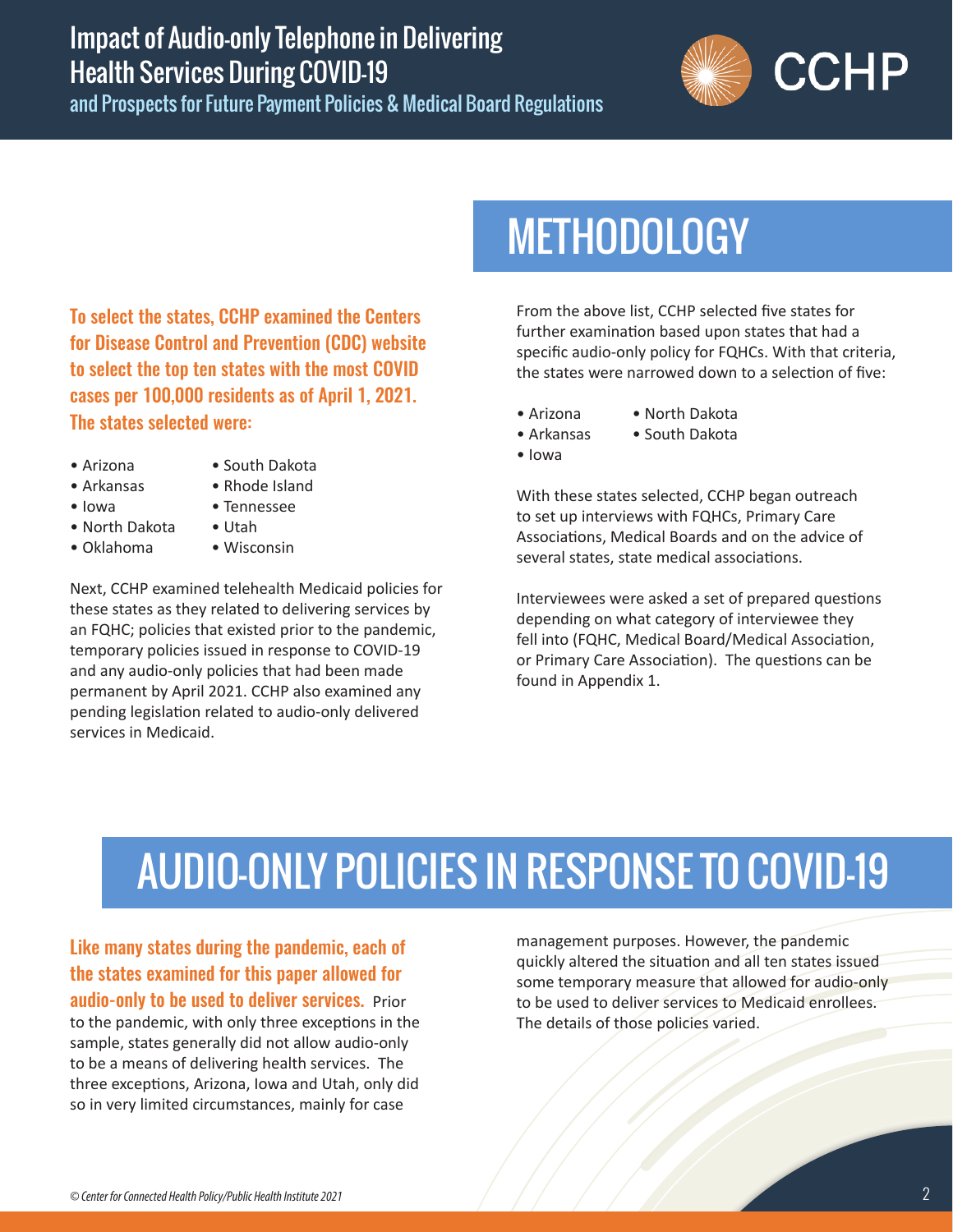# METHODOLOGY

**To select the states, CCHP examined the Centers for Disease Control and Prevention (CDC) website to select the top ten states with the most COVID cases per 100,000 residents as of April 1, 2021. The states selected were:**

- Arizona
- Arkansas
- Iowa
- North Dakota
- Oklahoma
- South Dakota
- Rhode Island
- Tennessee
- Utah
- Wisconsin

Next, CCHP examined telehealth Medicaid policies for these states as they related to delivering services by an FQHC; policies that existed prior to the pandemic, temporary policies issued in response to COVID-19 and any audio-only policies that had been made permanent by April 2021. CCHP also examined any pending legislation related to audio-only delivered services in Medicaid.

From the above list, CCHP selected five states for further examination based upon states that had a specific audio-only policy for FQHCs. With that criteria, the states were narrowed down to a selection of five:

- Arizona
- Arkansas
- Iowa
- North Dakota
- South Dakota

With these states selected, CCHP began outreach to set up interviews with FQHCs, Primary Care Associations, Medical Boards and on the advice of several states, state medical associations.

Interviewees were asked a set of prepared questions depending on what category of interviewee they fell into (FQHC, Medical Board/Medical Association, or Primary Care Association). The questions can be found in Appendix 1.

# AUDIO-ONLY POLICIES IN RESPONSE TO COVID-19

**Like many states during the pandemic, each of the states examined for this paper allowed for audio-only to be used to deliver services.** Prior to the pandemic, with only three exceptions in the sample, states generally did not allow audio-only to be a means of delivering health services. The three exceptions, Arizona, Iowa and Utah, only did so in very limited circumstances, mainly for case management purposes. However, the pandemic quickly altered the situation and all ten states issued some temporary measure that allowed for audio-only to be used to deliver services to Medicaid enrollees. The details of those policies varied.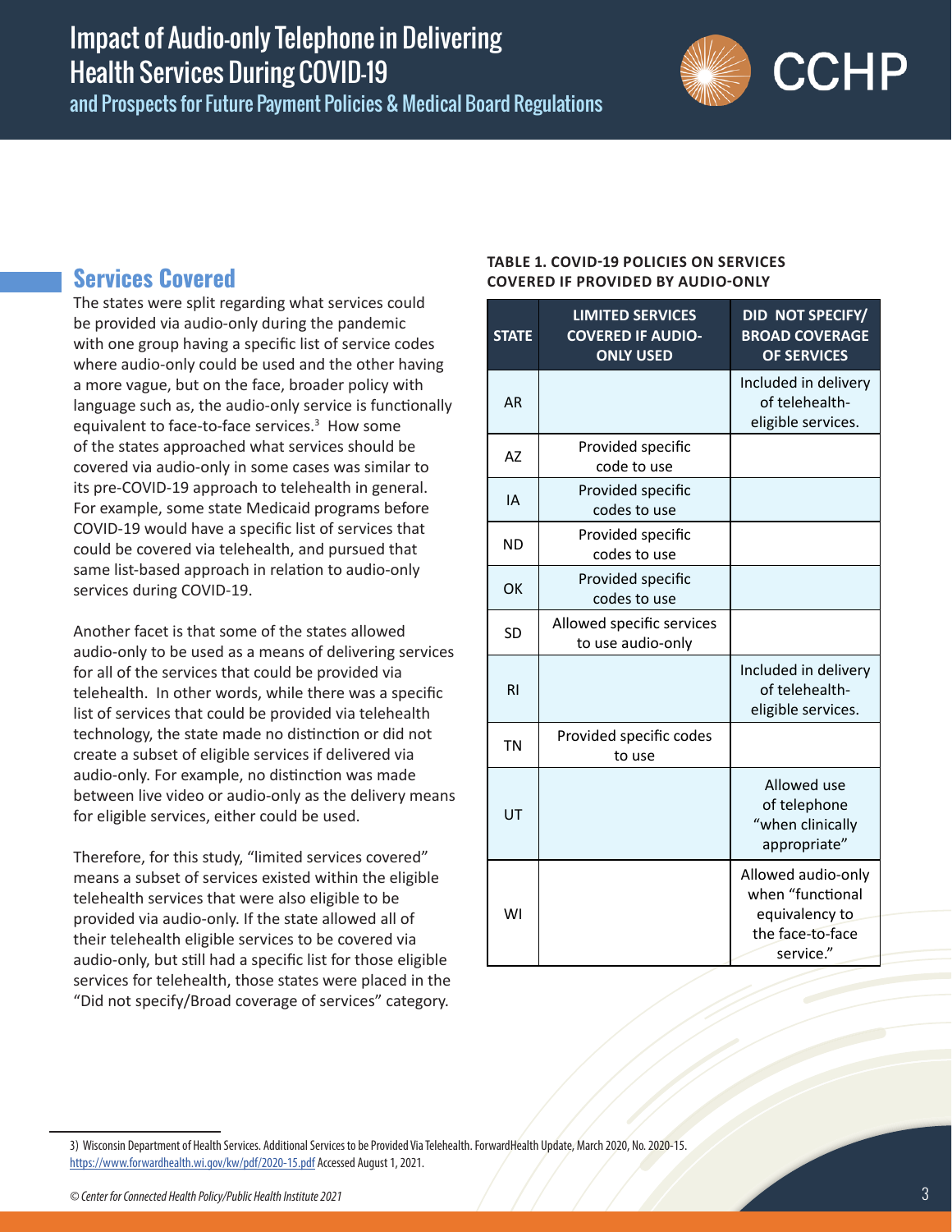## Services Covered

The states were split regarding what services could be provided via audio-only during the pandemic with one group having a specific list of service codes where audio-only could be used and the other having a more vague, but on the face, broader policy with language such as, the audio-only service is functionally equivalent to face-to-face services.[3] How some of the states approached what services should be covered via audio-only in some cases was similar to its pre-COVID-19 approach to telehealth in general. For example, some state Medicaid programs before COVID-19 would have a specific list of services that could be covered via telehealth, and pursued that same list-based approach in relation to audio-only services during COVID-19.

Another facet is that some of the states allowed audio-only to be used as a means of delivering services for all of the services that could be provided via telehealth. In other words, while there was a specific list of services that could be provided via telehealth technology, the state made no distinction or did not create a subset of eligible services if delivered via audio-only. For example, no distinction was made between live video or audio-only as the delivery means for eligible services, either could be used.

Therefore, for this study, "limited services covered" means a subset of services existed within the eligible telehealth services that were also eligible to be provided via audio-only. If the state allowed all of their telehealth eligible services to be covered via audio-only, but still had a specific list for those eligible services for telehealth, those states were placed in the "Did not specify/Broad coverage of services" category.

**TABLE 1. COVID-19 POLICIES ON SERVICES COVERED IF PROVIDED BY AUDIO-ONLY**

| STATE | LIMITED SERVICES COVERED IF AUDIO-ONLY USED | DID NOT SPECIFY/ BROAD COVERAGE OF SERVICES |
|---|---|---|
| AR | | Included in delivery of telehealth-eligible services. |
| AZ | Provided specific code to use | |
| IA | Provided specific codes to use | |
| ND | Provided specific codes to use | |
| OK | Provided specific codes to use | |
| SD | Allowed specific services to use audio-only | |
| RI | | Included in delivery of telehealth-eligible services. |
| TN | Provided specific codes to use | |
| UT | | Allowed use of telephone "when clinically appropriate" |
| WI | | Allowed audio-only when "functional equivalency to the face-to-face service." |

3) Wisconsin Department of Health Services. Additional Services to be Provided Via Telehealth. ForwardHealth Update, March 2020, No. 2020-15. https://www.forwardhealth.wi.gov/kw/pdf/2020-15.pdf Accessed August 1, 2021.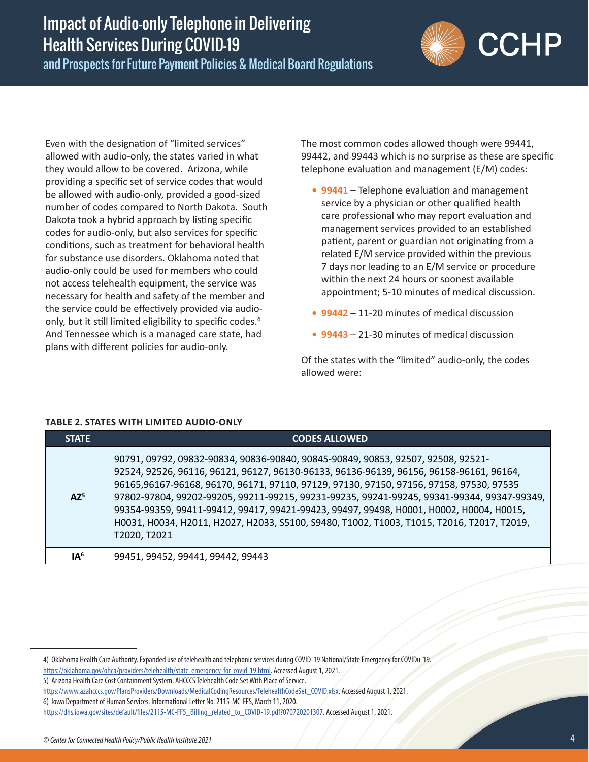Even with the designation of "limited services" allowed with audio-only, the states varied in what they would allow to be covered. Arizona, while providing a specific set of service codes that would be allowed with audio-only, provided a good-sized number of codes compared to North Dakota. South Dakota took a hybrid approach by listing specific codes for audio-only, but also services for specific conditions, such as treatment for behavioral health for substance use disorders. Oklahoma noted that audio-only could be used for members who could not access telehealth equipment, the service was necessary for health and safety of the member and the service could be effectively provided via audio-only, but it still limited eligibility to specific codes.[4] And Tennessee which is a managed care state, had plans with different policies for audio-only.

The most common codes allowed though were 99441, 99442, and 99443 which is no surprise as these are specific telephone evaluation and management (E/M) codes:

- **99441** – Telephone evaluation and management service by a physician or other qualified health care professional who may report evaluation and management services provided to an established patient, parent or guardian not originating from a related E/M service provided within the previous 7 days nor leading to an E/M service or procedure within the next 24 hours or soonest available appointment; 5-10 minutes of medical discussion.
- **99442** – 11-20 minutes of medical discussion
- **99443** – 21-30 minutes of medical discussion

Of the states with the "limited" audio-only, the codes allowed were:

**TABLE 2. STATES WITH LIMITED AUDIO-ONLY**

| STATE | CODES ALLOWED |
|---|---|
| AZ[5] | 90791, 09792, 09832-90834, 90836-90840, 90845-90849, 90853, 92507, 92508, 92521-92524, 92526, 96116, 96121, 96127, 96130-96133, 96136-96139, 96156, 96158-96161, 96164, 96165,96167-96168, 96170, 96171, 97110, 97129, 97130, 97150, 97156, 97158, 97530, 97535 97802-97804, 99202-99205, 99211-99215, 99231-99235, 99241-99245, 99341-99344, 99347-99349, 99354-99359, 99411-99412, 99417, 99421-99423, 99497, 99498, H0001, H0002, H0004, H0015, H0031, H0034, H2011, H2027, H2033, S5100, S9480, T1002, T1003, T1015, T2016, T2017, T2019, T2020, T2021 |
| IA[6] | 99451, 99452, 99441, 99442, 99443 |

4) Oklahoma Health Care Authority. Expanded use of telehealth and telephonic services during COVID-19 National/State Emergency for COVIDu-19. https://oklahoma.gov/ohca/providers/telehealth/state-emergency-for-covid-19.html. Accessed August 1, 2021.

5) Arizona Health Care Cost Containment System. AHCCCS Telehealth Code Set With Place of Service. https://www.azahcccs.gov/PlansProviders/Downloads/MedicalCodingResources/TelehealthCodeSet_COVID.xlsx. Accessed August 1, 2021.

6) Iowa Department of Human Services. Informational Letter No. 2115-MC-FFS, March 11, 2020. https://dhs.iowa.gov/sites/default/files/2115-MC-FFS_Billing_related_to_COVID-19.pdf?070720201307. Accessed August 1, 2021.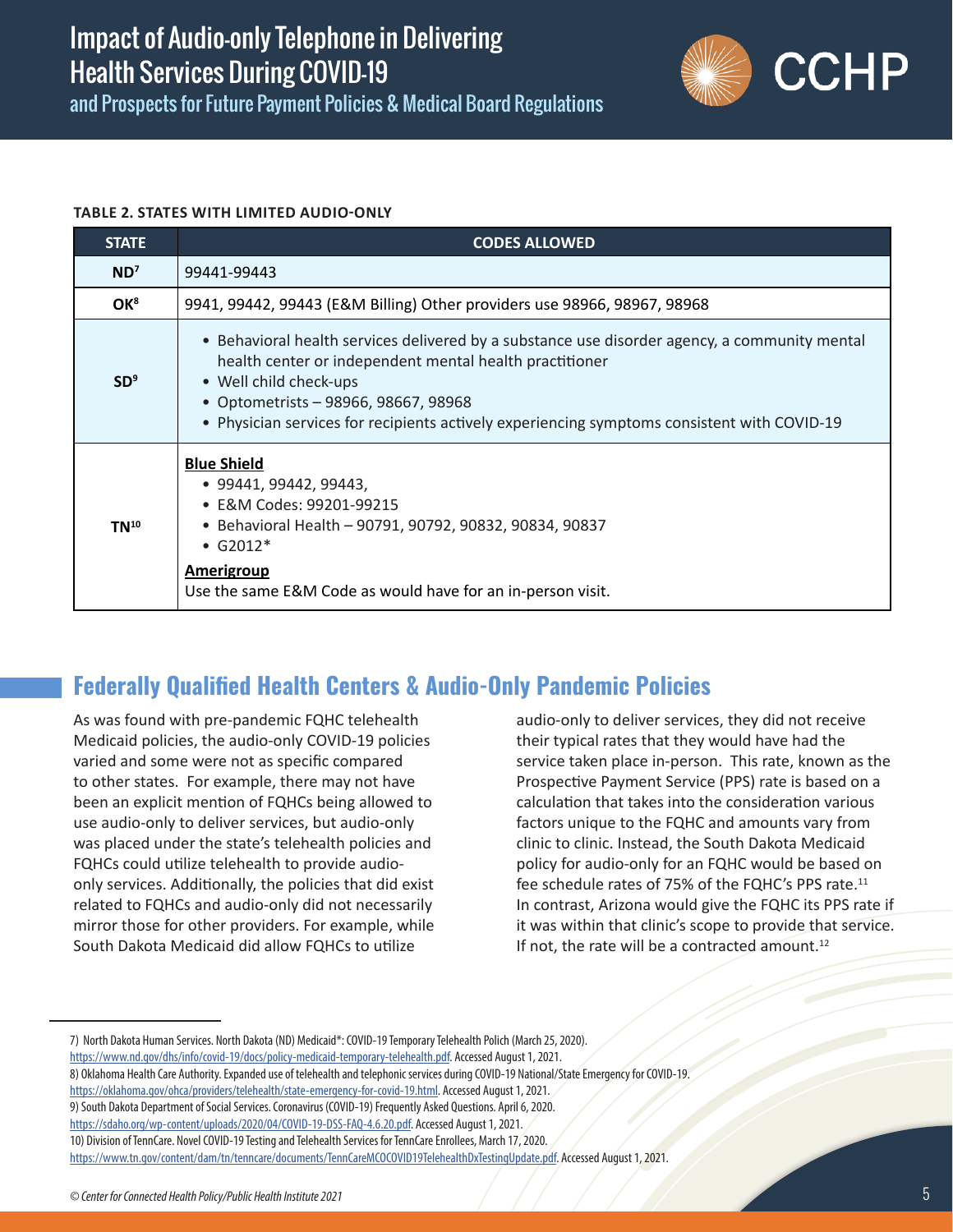**TABLE 2. STATES WITH LIMITED AUDIO-ONLY**

| STATE | CODES ALLOWED |
|---|---|
| ND[7] | 99441-99443 |
| OK[8] | 9941, 99442, 99443 (E&M Billing) Other providers use 98966, 98967, 98968 |
| SD[9] | • Behavioral health services delivered by a substance use disorder agency, a community mental health center or independent mental health practitioner<br>• Well child check-ups<br>• Optometrists – 98966, 98667, 98968<br>• Physician services for recipients actively experiencing symptoms consistent with COVID-19 |
| TN[10] | **Blue Shield**<br>• 99441, 99442, 99443,<br>• E&M Codes: 99201-99215<br>• Behavioral Health – 90791, 90792, 90832, 90834, 90837<br>• G2012*<br>**Amerigroup**<br>Use the same E&M Code as would have for an in-person visit. |

## Federally Qualified Health Centers & Audio-Only Pandemic Policies

As was found with pre-pandemic FQHC telehealth Medicaid policies, the audio-only COVID-19 policies varied and some were not as specific compared to other states. For example, there may not have been an explicit mention of FQHCs being allowed to use audio-only to deliver services, but audio-only was placed under the state's telehealth policies and FQHCs could utilize telehealth to provide audio-only services. Additionally, the policies that did exist related to FQHCs and audio-only did not necessarily mirror those for other providers. For example, while South Dakota Medicaid did allow FQHCs to utilize audio-only to deliver services, they did not receive their typical rates that they would have had the service taken place in-person. This rate, known as the Prospective Payment Service (PPS) rate is based on a calculation that takes into the consideration various factors unique to the FQHC and amounts vary from clinic to clinic. Instead, the South Dakota Medicaid policy for audio-only for an FQHC would be based on fee schedule rates of 75% of the FQHC's PPS rate.[11] In contrast, Arizona would give the FQHC its PPS rate if it was within that clinic's scope to provide that service. If not, the rate will be a contracted amount.[12]

---

7) North Dakota Human Services. North Dakota (ND) Medicaid*: COVID-19 Temporary Telehealth Polich (March 25, 2020). https://www.nd.gov/dhs/info/covid-19/docs/policy-medicaid-temporary-telehealth.pdf. Accessed August 1, 2021.

8) Oklahoma Health Care Authority. Expanded use of telehealth and telephonic services during COVID-19 National/State Emergency for COVID-19. https://oklahoma.gov/ohca/providers/telehealth/state-emergency-for-covid-19.html. Accessed August 1, 2021.

9) South Dakota Department of Social Services. Coronavirus (COVID-19) Frequently Asked Questions. April 6, 2020. https://sdaho.org/wp-content/uploads/2020/04/COVID-19-DSS-FAQ-4.6.20.pdf. Accessed August 1, 2021.

10) Division of TennCare. Novel COVID-19 Testing and Telehealth Services for TennCare Enrollees, March 17, 2020. https://www.tn.gov/content/dam/tn/tenncare/documents/TennCareMCOCOVID19TelehealthDxTestingUpdate.pdf. Accessed August 1, 2021.

© Center for Connected Health Policy/Public Health Institute 2021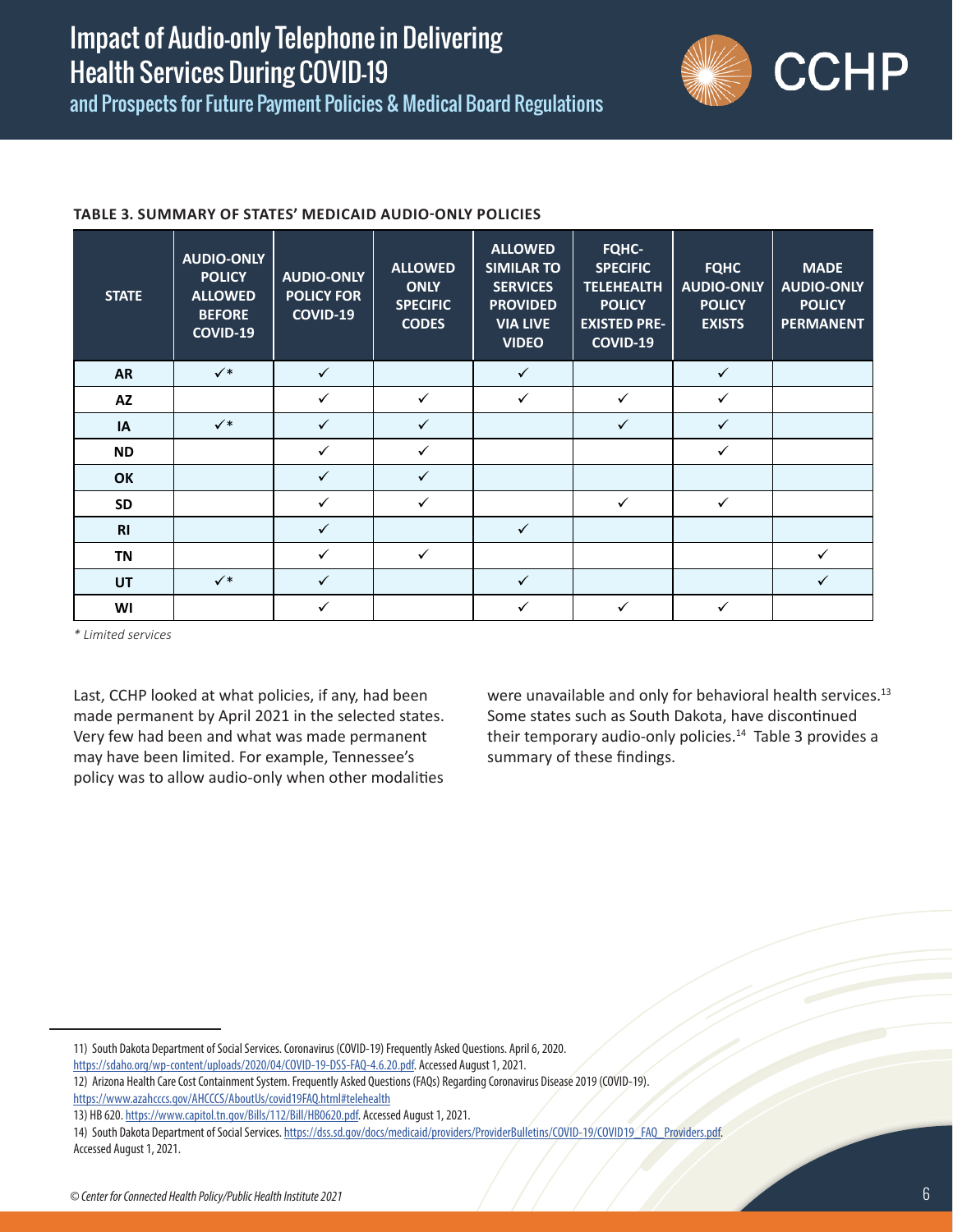**TABLE 3. SUMMARY OF STATES' MEDICAID AUDIO-ONLY POLICIES**

| STATE | AUDIO-ONLY POLICY ALLOWED BEFORE COVID-19 | AUDIO-ONLY POLICY FOR COVID-19 | ALLOWED ONLY SPECIFIC CODES | ALLOWED SIMILAR TO SERVICES PROVIDED VIA LIVE VIDEO | FQHC-SPECIFIC TELEHEALTH POLICY EXISTED PRE-COVID-19 | FQHC AUDIO-ONLY POLICY EXISTS | MADE AUDIO-ONLY POLICY PERMANENT |
|---|---|---|---|---|---|---|---|
| AR | ✓* | ✓ | | ✓ | | ✓ | |
| AZ | | ✓ | ✓ | ✓ | ✓ | ✓ | |
| IA | ✓* | ✓ | ✓ | | ✓ | ✓ | |
| ND | | ✓ | ✓ | | | ✓ | |
| OK | | ✓ | ✓ | | | | |
| SD | | ✓ | ✓ | | ✓ | ✓ | |
| RI | | ✓ | | ✓ | | | |
| TN | | ✓ | ✓ | | | | ✓ |
| UT | ✓* | ✓ | | ✓ | | | ✓ |
| WI | | ✓ | | ✓ | ✓ | ✓ | |

*\* Limited services*

Last, CCHP looked at what policies, if any, had been made permanent by April 2021 in the selected states. Very few had been and what was made permanent may have been limited. For example, Tennessee's policy was to allow audio-only when other modalities were unavailable and only for behavioral health services.[13] Some states such as South Dakota, have discontinued their temporary audio-only policies.[14] Table 3 provides a summary of these findings.

---

11) South Dakota Department of Social Services. Coronavirus (COVID-19) Frequently Asked Questions. April 6, 2020. https://sdaho.org/wp-content/uploads/2020/04/COVID-19-DSS-FAQ-4.6.20.pdf. Accessed August 1, 2021.

12) Arizona Health Care Cost Containment System. Frequently Asked Questions (FAQs) Regarding Coronavirus Disease 2019 (COVID-19). https://www.azahcccs.gov/AHCCCS/AboutUs/covid19FAQ.html#telehealth

13) HB 620. https://www.capitol.tn.gov/Bills/112/Bill/HB0620.pdf. Accessed August 1, 2021.

14) South Dakota Department of Social Services. https://dss.sd.gov/docs/medicaid/providers/ProviderBulletins/COVID-19/COVID19_FAQ_Providers.pdf. Accessed August 1, 2021.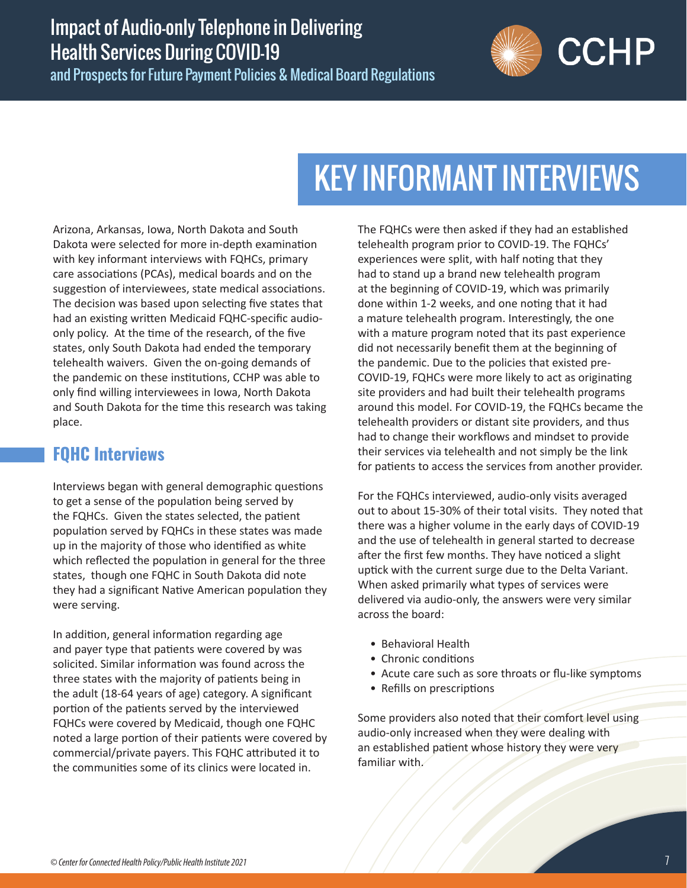# KEY INFORMANT INTERVIEWS

Arizona, Arkansas, Iowa, North Dakota and South Dakota were selected for more in-depth examination with key informant interviews with FQHCs, primary care associations (PCAs), medical boards and on the suggestion of interviewees, state medical associations. The decision was based upon selecting five states that had an existing written Medicaid FQHC-specific audio-only policy. At the time of the research, of the five states, only South Dakota had ended the temporary telehealth waivers. Given the on-going demands of the pandemic on these institutions, CCHP was able to only find willing interviewees in Iowa, North Dakota and South Dakota for the time this research was taking place.

## FQHC Interviews

Interviews began with general demographic questions to get a sense of the population being served by the FQHCs. Given the states selected, the patient population served by FQHCs in these states was made up in the majority of those who identified as white which reflected the population in general for the three states, though one FQHC in South Dakota did note they had a significant Native American population they were serving.

In addition, general information regarding age and payer type that patients were covered by was solicited. Similar information was found across the three states with the majority of patients being in the adult (18-64 years of age) category. A significant portion of the patients served by the interviewed FQHCs were covered by Medicaid, though one FQHC noted a large portion of their patients were covered by commercial/private payers. This FQHC attributed it to the communities some of its clinics were located in.

The FQHCs were then asked if they had an established telehealth program prior to COVID-19. The FQHCs' experiences were split, with half noting that they had to stand up a brand new telehealth program at the beginning of COVID-19, which was primarily done within 1-2 weeks, and one noting that it had a mature telehealth program. Interestingly, the one with a mature program noted that its past experience did not necessarily benefit them at the beginning of the pandemic. Due to the policies that existed pre-COVID-19, FQHCs were more likely to act as originating site providers and had built their telehealth programs around this model. For COVID-19, the FQHCs became the telehealth providers or distant site providers, and thus had to change their workflows and mindset to provide their services via telehealth and not simply be the link for patients to access the services from another provider.

For the FQHCs interviewed, audio-only visits averaged out to about 15-30% of their total visits. They noted that there was a higher volume in the early days of COVID-19 and the use of telehealth in general started to decrease after the first few months. They have noticed a slight uptick with the current surge due to the Delta Variant. When asked primarily what types of services were delivered via audio-only, the answers were very similar across the board:

- Behavioral Health
- Chronic conditions
- Acute care such as sore throats or flu-like symptoms
- Refills on prescriptions

Some providers also noted that their comfort level using audio-only increased when they were dealing with an established patient whose history they were very familiar with.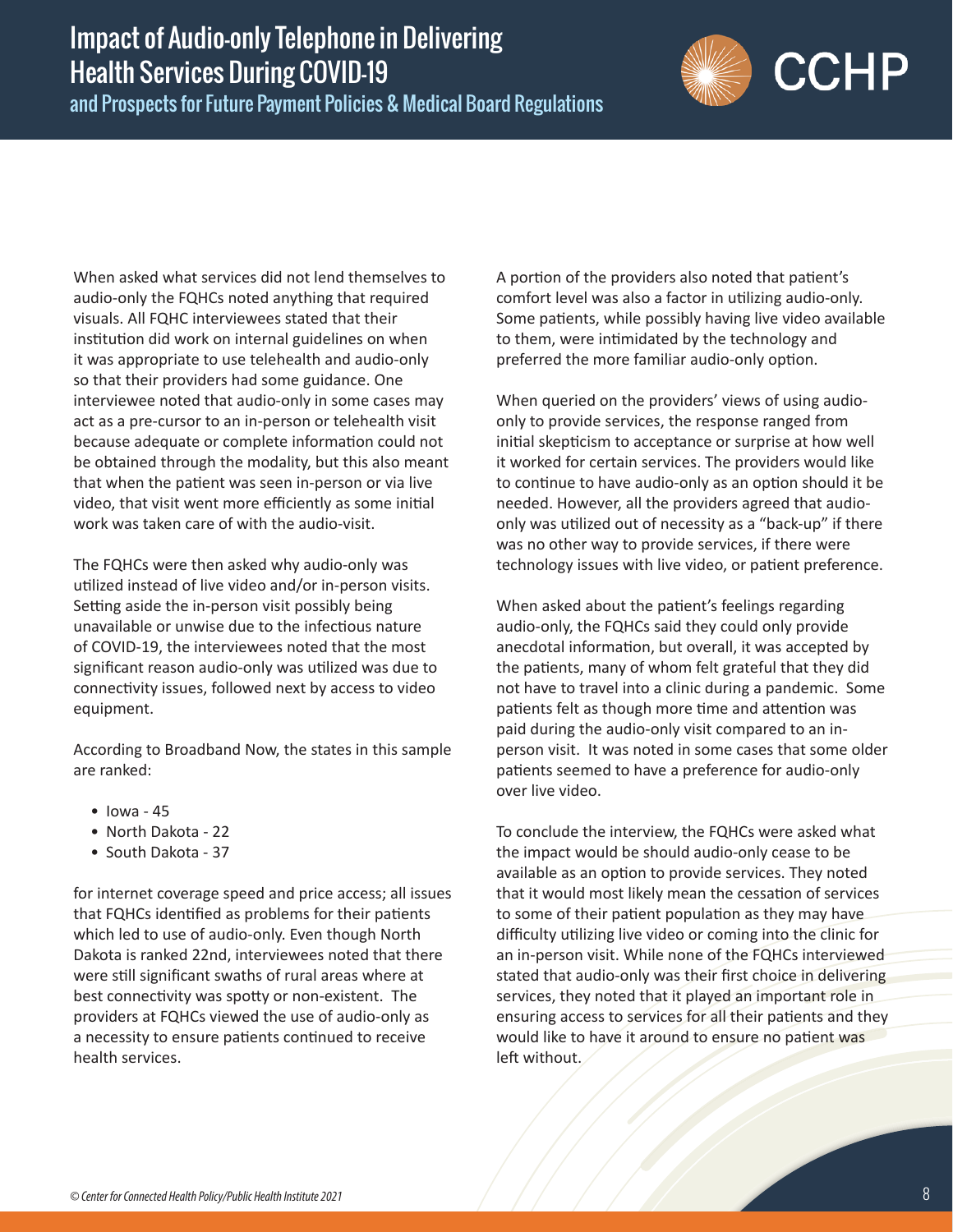When asked what services did not lend themselves to audio-only the FQHCs noted anything that required visuals. All FQHC interviewees stated that their institution did work on internal guidelines on when it was appropriate to use telehealth and audio-only so that their providers had some guidance. One interviewee noted that audio-only in some cases may act as a pre-cursor to an in-person or telehealth visit because adequate or complete information could not be obtained through the modality, but this also meant that when the patient was seen in-person or via live video, that visit went more efficiently as some initial work was taken care of with the audio-visit.

The FQHCs were then asked why audio-only was utilized instead of live video and/or in-person visits. Setting aside the in-person visit possibly being unavailable or unwise due to the infectious nature of COVID-19, the interviewees noted that the most significant reason audio-only was utilized was due to connectivity issues, followed next by access to video equipment.

According to Broadband Now, the states in this sample are ranked:

- Iowa - 45
- North Dakota - 22
- South Dakota - 37

for internet coverage speed and price access; all issues that FQHCs identified as problems for their patients which led to use of audio-only. Even though North Dakota is ranked 22nd, interviewees noted that there were still significant swaths of rural areas where at best connectivity was spotty or non-existent. The providers at FQHCs viewed the use of audio-only as a necessity to ensure patients continued to receive health services.

A portion of the providers also noted that patient's comfort level was also a factor in utilizing audio-only. Some patients, while possibly having live video available to them, were intimidated by the technology and preferred the more familiar audio-only option.

When queried on the providers' views of using audio-only to provide services, the response ranged from initial skepticism to acceptance or surprise at how well it worked for certain services. The providers would like to continue to have audio-only as an option should it be needed. However, all the providers agreed that audio-only was utilized out of necessity as a "back-up" if there was no other way to provide services, if there were technology issues with live video, or patient preference.

When asked about the patient's feelings regarding audio-only, the FQHCs said they could only provide anecdotal information, but overall, it was accepted by the patients, many of whom felt grateful that they did not have to travel into a clinic during a pandemic. Some patients felt as though more time and attention was paid during the audio-only visit compared to an in-person visit. It was noted in some cases that some older patients seemed to have a preference for audio-only over live video.

To conclude the interview, the FQHCs were asked what the impact would be should audio-only cease to be available as an option to provide services. They noted that it would most likely mean the cessation of services to some of their patient population as they may have difficulty utilizing live video or coming into the clinic for an in-person visit. While none of the FQHCs interviewed stated that audio-only was their first choice in delivering services, they noted that it played an important role in ensuring access to services for all their patients and they would like to have it around to ensure no patient was left without.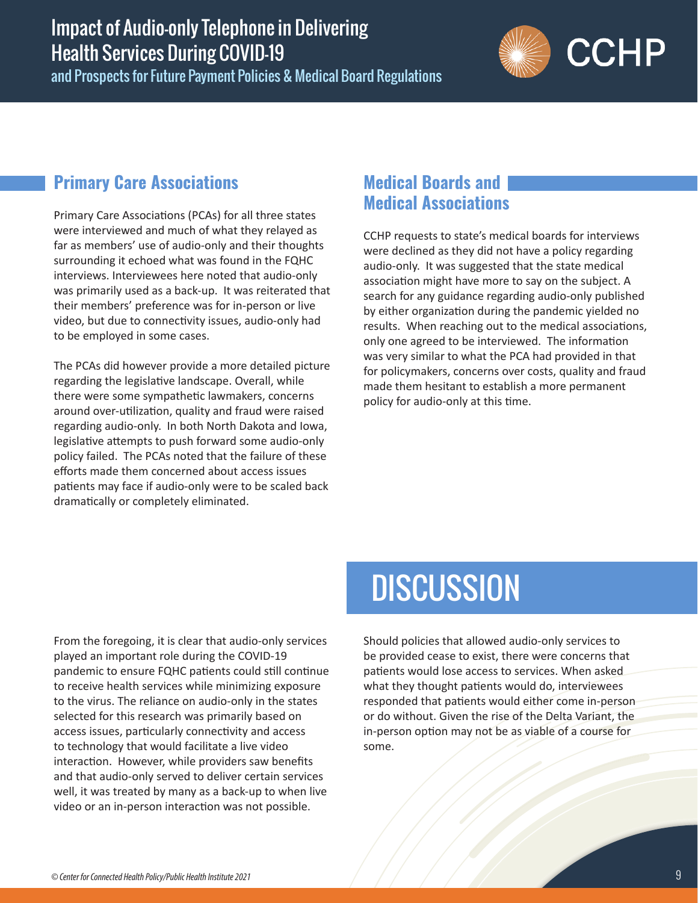## Primary Care Associations

Primary Care Associations (PCAs) for all three states were interviewed and much of what they relayed as far as members' use of audio-only and their thoughts surrounding it echoed what was found in the FQHC interviews. Interviewees here noted that audio-only was primarily used as a back-up. It was reiterated that their members' preference was for in-person or live video, but due to connectivity issues, audio-only had to be employed in some cases.

The PCAs did however provide a more detailed picture regarding the legislative landscape. Overall, while there were some sympathetic lawmakers, concerns around over-utilization, quality and fraud were raised regarding audio-only. In both North Dakota and Iowa, legislative attempts to push forward some audio-only policy failed. The PCAs noted that the failure of these efforts made them concerned about access issues patients may face if audio-only were to be scaled back dramatically or completely eliminated.

## Medical Boards and Medical Associations

CCHP requests to state's medical boards for interviews were declined as they did not have a policy regarding audio-only. It was suggested that the state medical association might have more to say on the subject. A search for any guidance regarding audio-only published by either organization during the pandemic yielded no results. When reaching out to the medical associations, only one agreed to be interviewed. The information was very similar to what the PCA had provided in that for policymakers, concerns over costs, quality and fraud made them hesitant to establish a more permanent policy for audio-only at this time.

# DISCUSSION

From the foregoing, it is clear that audio-only services played an important role during the COVID-19 pandemic to ensure FQHC patients could still continue to receive health services while minimizing exposure to the virus. The reliance on audio-only in the states selected for this research was primarily based on access issues, particularly connectivity and access to technology that would facilitate a live video interaction. However, while providers saw benefits and that audio-only served to deliver certain services well, it was treated by many as a back-up to when live video or an in-person interaction was not possible.

Should policies that allowed audio-only services to be provided cease to exist, there were concerns that patients would lose access to services. When asked what they thought patients would do, interviewees responded that patients would either come in-person or do without. Given the rise of the Delta Variant, the in-person option may not be as viable of a course for some.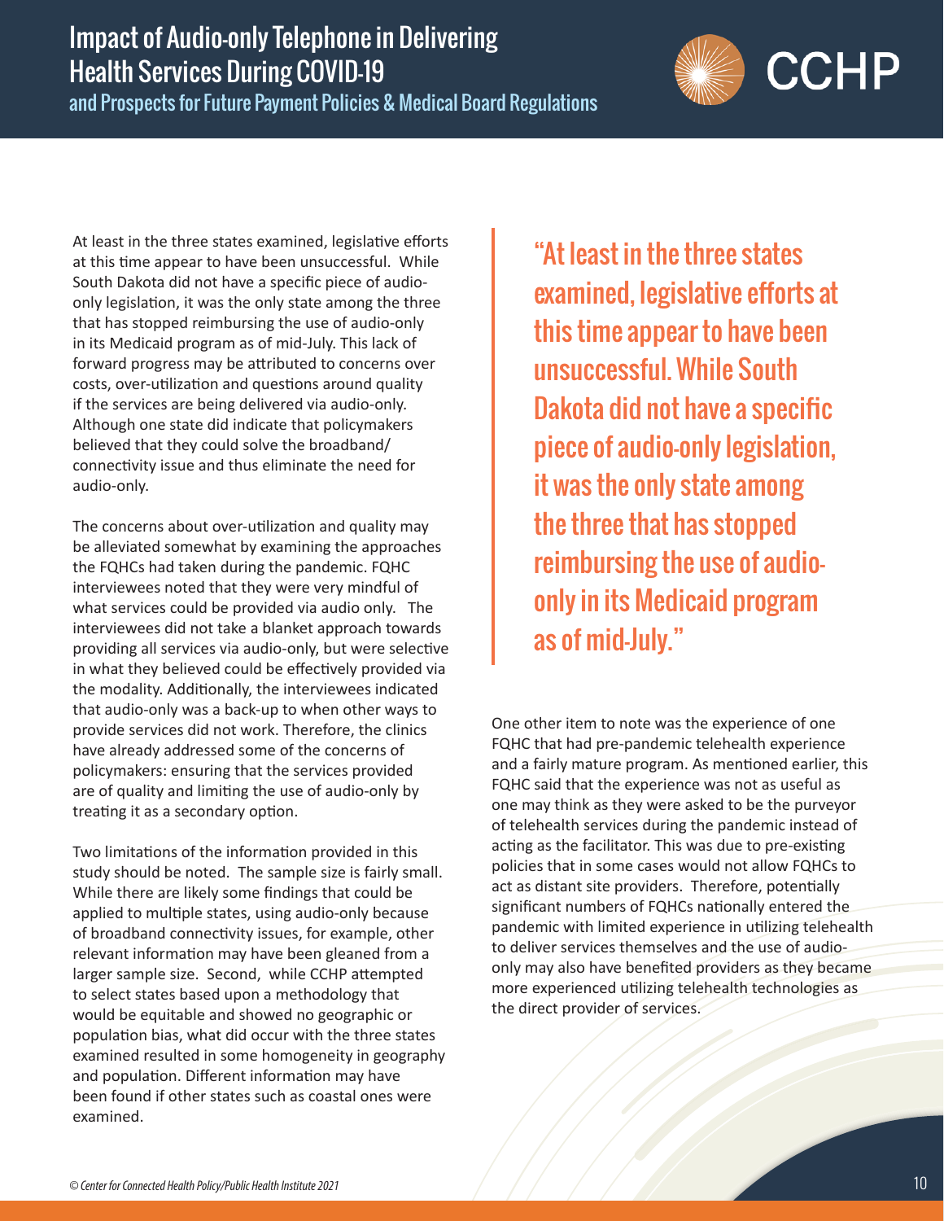At least in the three states examined, legislative efforts at this time appear to have been unsuccessful. While South Dakota did not have a specific piece of audio-only legislation, it was the only state among the three that has stopped reimbursing the use of audio-only in its Medicaid program as of mid-July. This lack of forward progress may be attributed to concerns over costs, over-utilization and questions around quality if the services are being delivered via audio-only. Although one state did indicate that policymakers believed that they could solve the broadband/connectivity issue and thus eliminate the need for audio-only.

The concerns about over-utilization and quality may be alleviated somewhat by examining the approaches the FQHCs had taken during the pandemic. FQHC interviewees noted that they were very mindful of what services could be provided via audio only. The interviewees did not take a blanket approach towards providing all services via audio-only, but were selective in what they believed could be effectively provided via the modality. Additionally, the interviewees indicated that audio-only was a back-up to when other ways to provide services did not work. Therefore, the clinics have already addressed some of the concerns of policymakers: ensuring that the services provided are of quality and limiting the use of audio-only by treating it as a secondary option.

Two limitations of the information provided in this study should be noted. The sample size is fairly small. While there are likely some findings that could be applied to multiple states, using audio-only because of broadband connectivity issues, for example, other relevant information may have been gleaned from a larger sample size. Second, while CCHP attempted to select states based upon a methodology that would be equitable and showed no geographic or population bias, what did occur with the three states examined resulted in some homogeneity in geography and population. Different information may have been found if other states such as coastal ones were examined.

> "At least in the three states examined, legislative efforts at this time appear to have been unsuccessful. While South Dakota did not have a specific piece of audio-only legislation, it was the only state among the three that has stopped reimbursing the use of audio-only in its Medicaid program as of mid-July."

One other item to note was the experience of one FQHC that had pre-pandemic telehealth experience and a fairly mature program. As mentioned earlier, this FQHC said that the experience was not as useful as one may think as they were asked to be the purveyor of telehealth services during the pandemic instead of acting as the facilitator. This was due to pre-existing policies that in some cases would not allow FQHCs to act as distant site providers. Therefore, potentially significant numbers of FQHCs nationally entered the pandemic with limited experience in utilizing telehealth to deliver services themselves and the use of audio-only may also have benefited providers as they became more experienced utilizing telehealth technologies as the direct provider of services.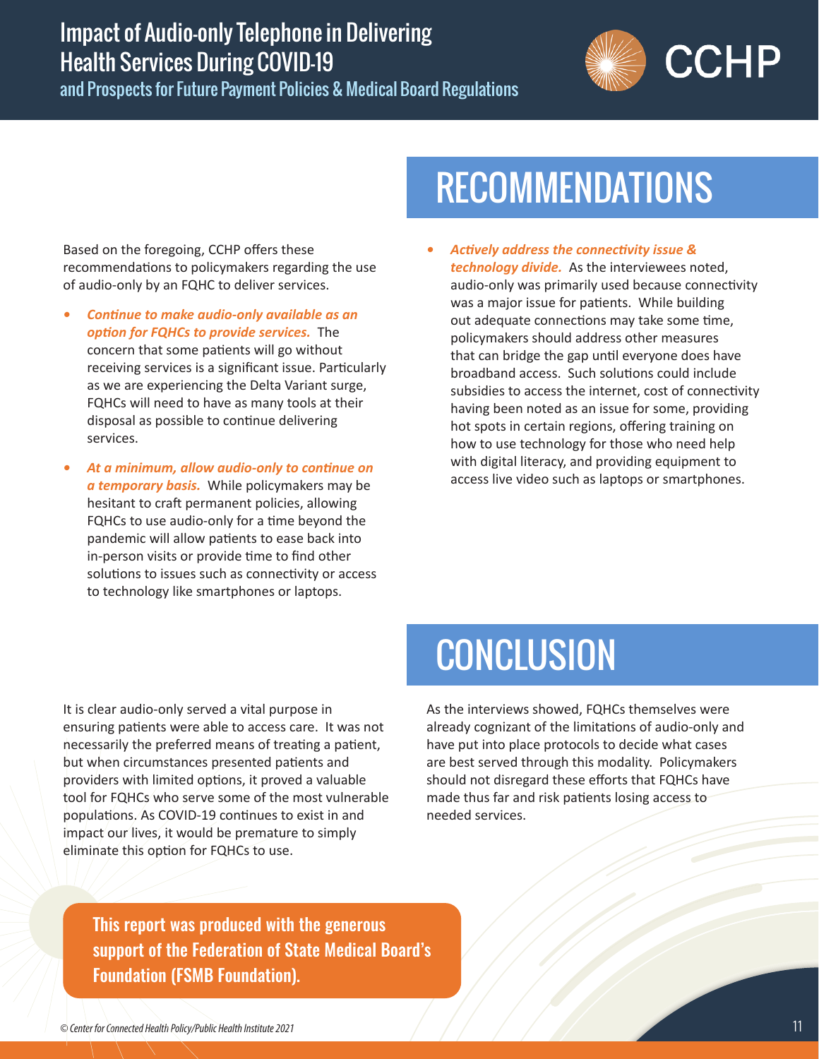# RECOMMENDATIONS

Based on the foregoing, CCHP offers these recommendations to policymakers regarding the use of audio-only by an FQHC to deliver services.

- ***Continue to make audio-only available as an option for FQHCs to provide services.*** The concern that some patients will go without receiving services is a significant issue. Particularly as we are experiencing the Delta Variant surge, FQHCs will need to have as many tools at their disposal as possible to continue delivering services.
- ***At a minimum, allow audio-only to continue on a temporary basis.*** While policymakers may be hesitant to craft permanent policies, allowing FQHCs to use audio-only for a time beyond the pandemic will allow patients to ease back into in-person visits or provide time to find other solutions to issues such as connectivity or access to technology like smartphones or laptops.
- ***Actively address the connectivity issue & technology divide.*** As the interviewees noted, audio-only was primarily used because connectivity was a major issue for patients. While building out adequate connections may take some time, policymakers should address other measures that can bridge the gap until everyone does have broadband access. Such solutions could include subsidies to access the internet, cost of connectivity having been noted as an issue for some, providing hot spots in certain regions, offering training on how to use technology for those who need help with digital literacy, and providing equipment to access live video such as laptops or smartphones.

# CONCLUSION

It is clear audio-only served a vital purpose in ensuring patients were able to access care. It was not necessarily the preferred means of treating a patient, but when circumstances presented patients and providers with limited options, it proved a valuable tool for FQHCs who serve some of the most vulnerable populations. As COVID-19 continues to exist in and impact our lives, it would be premature to simply eliminate this option for FQHCs to use.

As the interviews showed, FQHCs themselves were already cognizant of the limitations of audio-only and have put into place protocols to decide what cases are best served through this modality. Policymakers should not disregard these efforts that FQHCs have made thus far and risk patients losing access to needed services.

**This report was produced with the generous support of the Federation of State Medical Board's Foundation (FSMB Foundation).**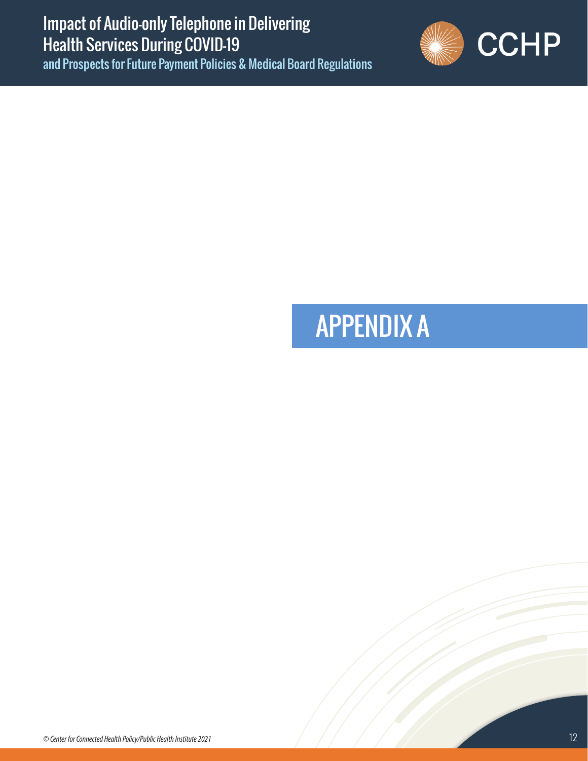# APPENDIX A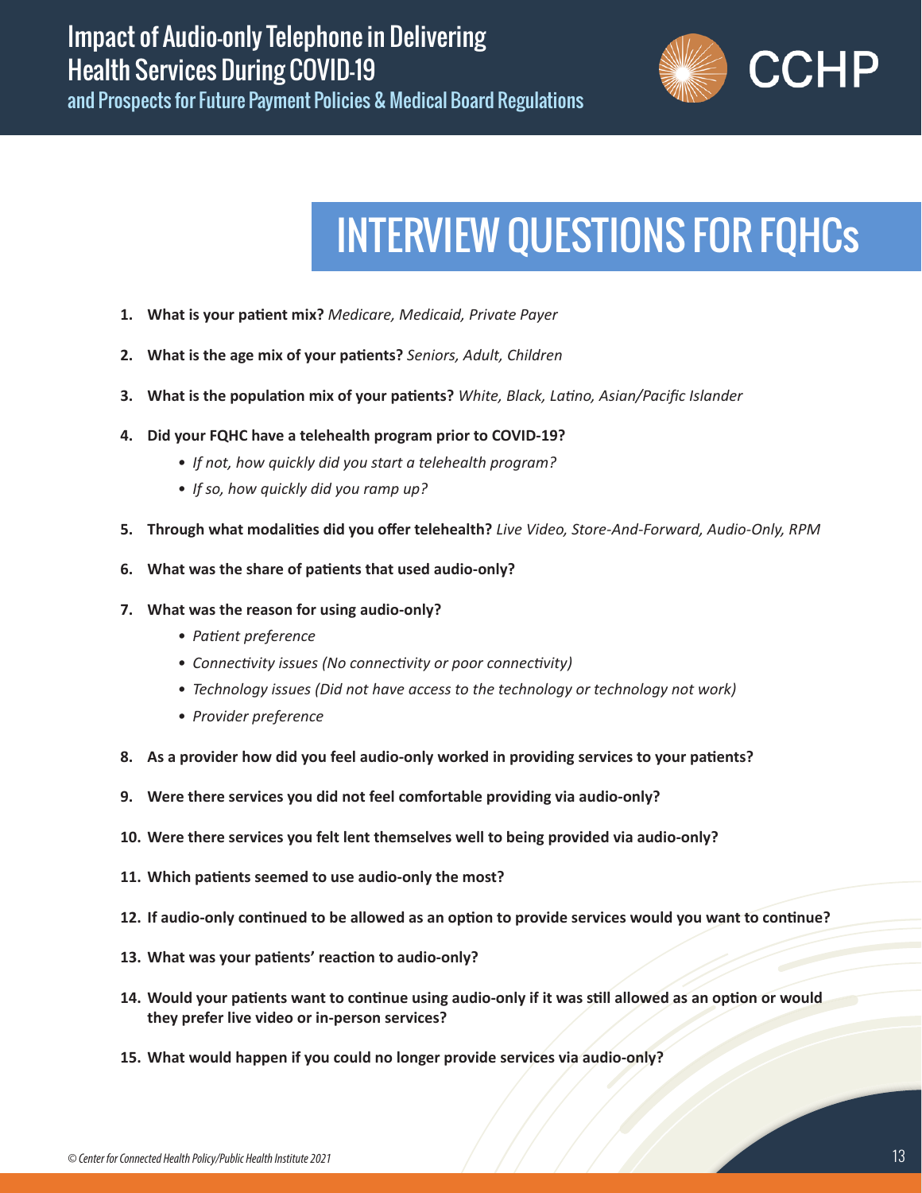# INTERVIEW QUESTIONS FOR FQHCs

1. **What is your patient mix?** *Medicare, Medicaid, Private Payer*
2. **What is the age mix of your patients?** *Seniors, Adult, Children*
3. **What is the population mix of your patients?** *White, Black, Latino, Asian/Pacific Islander*
4. **Did your FQHC have a telehealth program prior to COVID-19?**
   - *If not, how quickly did you start a telehealth program?*
   - *If so, how quickly did you ramp up?*
5. **Through what modalities did you offer telehealth?** *Live Video, Store-And-Forward, Audio-Only, RPM*
6. **What was the share of patients that used audio-only?**
7. **What was the reason for using audio-only?**
   - *Patient preference*
   - *Connectivity issues (No connectivity or poor connectivity)*
   - *Technology issues (Did not have access to the technology or technology not work)*
   - *Provider preference*
8. **As a provider how did you feel audio-only worked in providing services to your patients?**
9. **Were there services you did not feel comfortable providing via audio-only?**
10. **Were there services you felt lent themselves well to being provided via audio-only?**
11. **Which patients seemed to use audio-only the most?**
12. **If audio-only continued to be allowed as an option to provide services would you want to continue?**
13. **What was your patients' reaction to audio-only?**
14. **Would your patients want to continue using audio-only if it was still allowed as an option or would they prefer live video or in-person services?**
15. **What would happen if you could no longer provide services via audio-only?**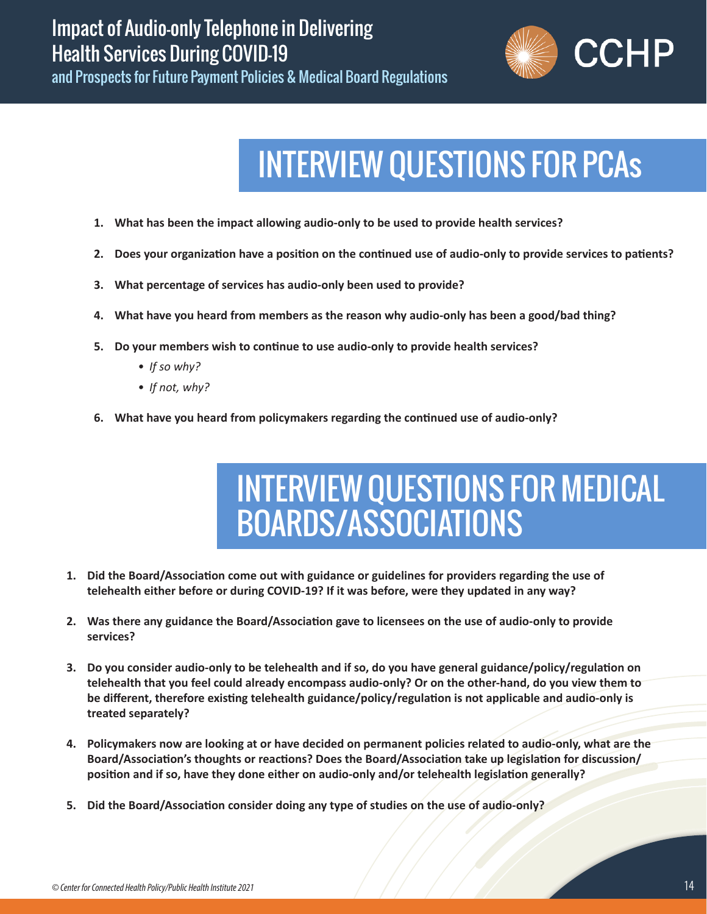# INTERVIEW QUESTIONS FOR PCAs

1. **What has been the impact allowing audio-only to be used to provide health services?**
2. **Does your organization have a position on the continued use of audio-only to provide services to patients?**
3. **What percentage of services has audio-only been used to provide?**
4. **What have you heard from members as the reason why audio-only has been a good/bad thing?**
5. **Do your members wish to continue to use audio-only to provide health services?**
   - *If so why?*
   - *If not, why?*
6. **What have you heard from policymakers regarding the continued use of audio-only?**

# INTERVIEW QUESTIONS FOR MEDICAL BOARDS/ASSOCIATIONS

1. **Did the Board/Association come out with guidance or guidelines for providers regarding the use of telehealth either before or during COVID-19? If it was before, were they updated in any way?**
2. **Was there any guidance the Board/Association gave to licensees on the use of audio-only to provide services?**
3. **Do you consider audio-only to be telehealth and if so, do you have general guidance/policy/regulation on telehealth that you feel could already encompass audio-only? Or on the other-hand, do you view them to be different, therefore existing telehealth guidance/policy/regulation is not applicable and audio-only is treated separately?**
4. **Policymakers now are looking at or have decided on permanent policies related to audio-only, what are the Board/Association's thoughts or reactions? Does the Board/Association take up legislation for discussion/position and if so, have they done either on audio-only and/or telehealth legislation generally?**
5. **Did the Board/Association consider doing any type of studies on the use of audio-only?**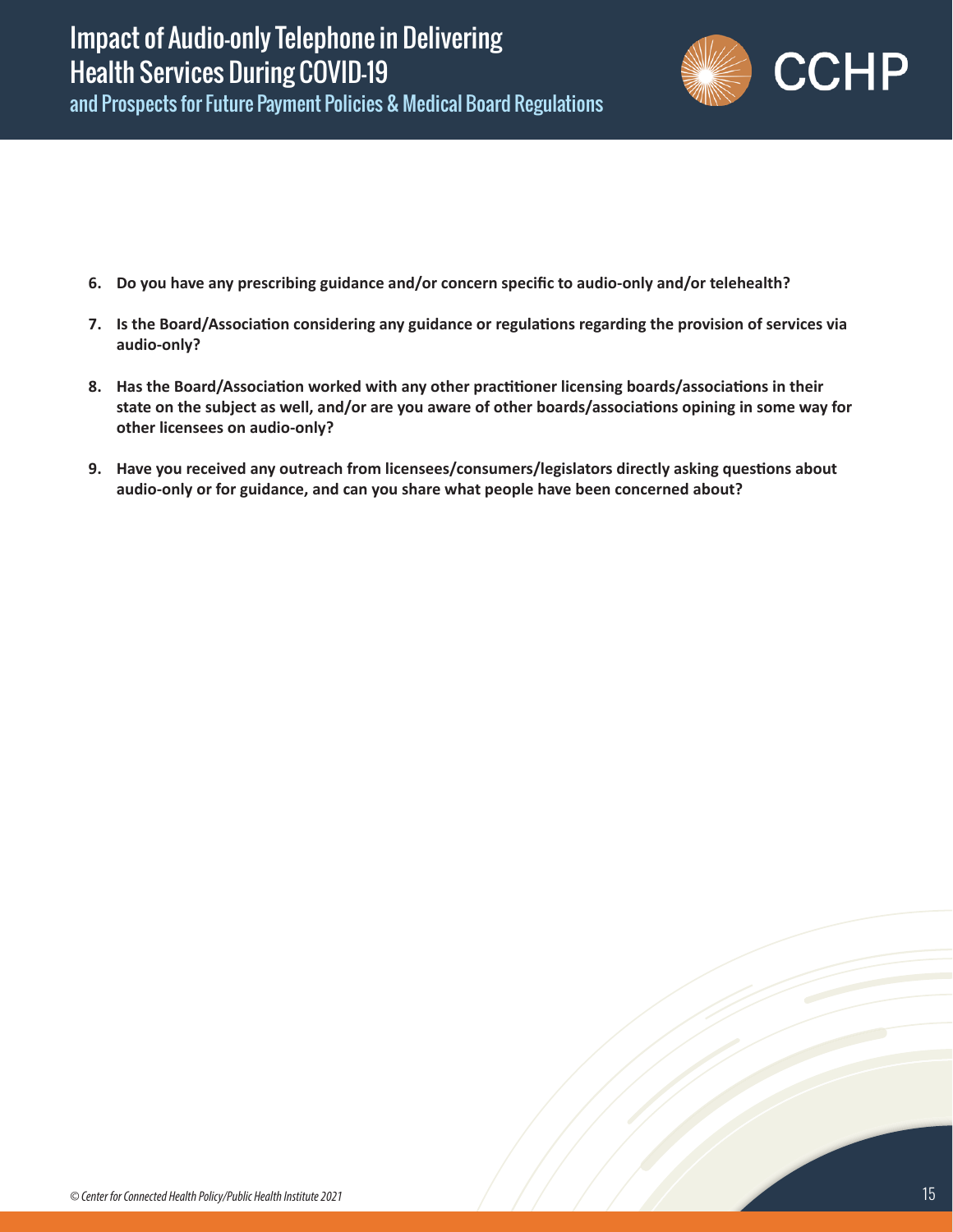6. **Do you have any prescribing guidance and/or concern specific to audio-only and/or telehealth?**

7. **Is the Board/Association considering any guidance or regulations regarding the provision of services via audio-only?**

8. **Has the Board/Association worked with any other practitioner licensing boards/associations in their state on the subject as well, and/or are you aware of other boards/associations opining in some way for other licensees on audio-only?**

9. **Have you received any outreach from licensees/consumers/legislators directly asking questions about audio-only or for guidance, and can you share what people have been concerned about?**